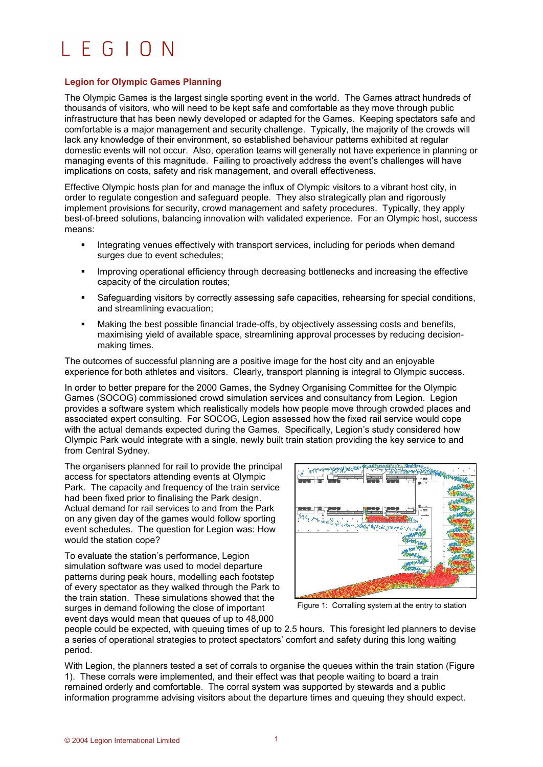# LEGION

## Legion for Olympic Games Planning

The Olympic Games is the largest single sporting event in the world. The Games attract hundreds of thousands of visitors, who will need to be kept safe and comfortable as they move through public infrastructure that has been newly developed or adapted for the Games. Keeping spectators safe and comfortable is a major management and security challenge. Typically, the majority of the crowds will lack any knowledge of their environment, so established behaviour patterns exhibited at regular domestic events will not occur. Also, operation teams will generally not have experience in planning or managing events of this magnitude. Failing to proactively address the event's challenges will have implications on costs, safety and risk management, and overall effectiveness.

Effective Olympic hosts plan for and manage the influx of Olympic visitors to a vibrant host city, in order to regulate congestion and safeguard people. They also strategically plan and rigorously implement provisions for security, crowd management and safety procedures. Typically, they apply best-of-breed solutions, balancing innovation with validated experience. For an Olympic host, success means:

- Integrating venues effectively with transport services, including for periods when demand surges due to event schedules;
- Improving operational efficiency through decreasing bottlenecks and increasing the effective capacity of the circulation routes;
- Safeguarding visitors by correctly assessing safe capacities, rehearsing for special conditions, and streamlining evacuation;
- Making the best possible financial trade-offs, by objectively assessing costs and benefits, maximising yield of available space, streamlining approval processes by reducing decision-making times.

The outcomes of successful planning are a positive image for the host city and an enjoyable experience for both athletes and visitors. Clearly, transport planning is integral to Olympic success.

In order to better prepare for the 2000 Games, the Sydney Organising Committee for the Olympic Games (SOCOG) commissioned crowd simulation services and consultancy from Legion. Legion provides a software system which realistically models how people move through crowded places and associated expert consulting. For SOCOG, Legion assessed how the fixed rail service would cope with the actual demands expected during the Games. Specifically, Legion's study considered how Olympic Park would integrate with a single, newly built train station providing the key service to and from Central Sydney.

The organisers planned for rail to provide the principal access for spectators attending events at Olympic Park. The capacity and frequency of the train service had been fixed prior to finalising the Park design. Actual demand for rail services to and from the Park on any given day of the games would follow sporting event schedules. The question for Legion was: How would the station cope?

To evaluate the station's performance, Legion simulation software was used to model departure patterns during peak hours, modelling each footstep of every spectator as they walked through the Park to the train station. These simulations showed that the surges in demand following the close of important event days would mean that queues of up to 48,000 people could be expected, with queuing times of up to 2.5 hours. This foresight led planners to devise a series of operational strategies to protect spectators' comfort and safety during this long waiting period.

Figure 1: Corralling system at the entry to station

With Legion, the planners tested a set of corrals to organise the queues within the train station (Figure 1). These corrals were implemented, and their effect was that people waiting to board a train remained orderly and comfortable. The corral system was supported by stewards and a public information programme advising visitors about the departure times and queuing they should expect.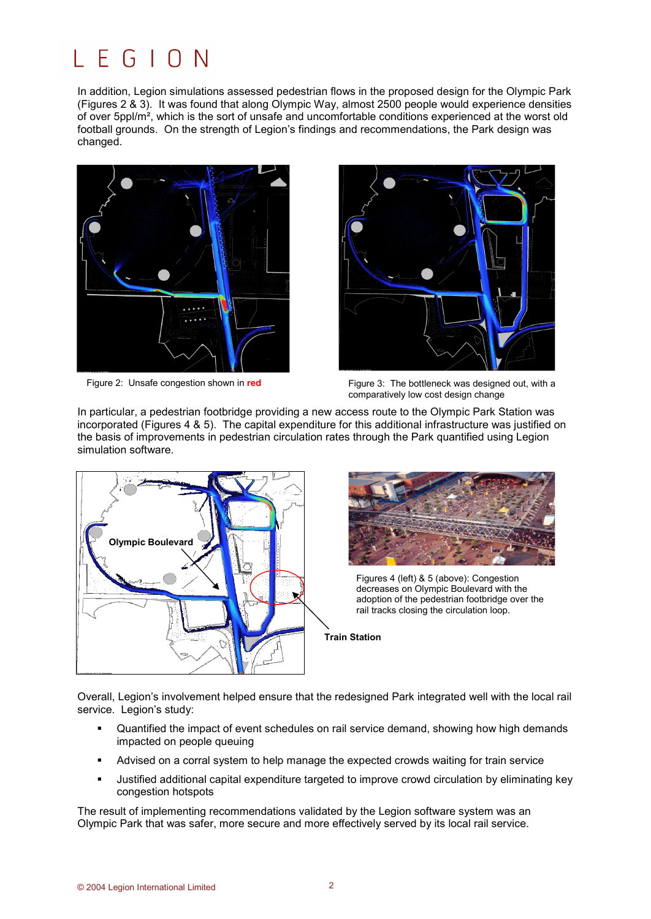In addition, Legion simulations assessed pedestrian flows in the proposed design for the Olympic Park (Figures 2 & 3). It was found that along Olympic Way, almost 2500 people would experience densities of over 5ppl/m², which is the sort of unsafe and uncomfortable conditions experienced at the worst old football grounds. On the strength of Legion's findings and recommendations, the Park design was changed.

Figure 2: Unsafe congestion shown in **red**

Figure 3: The bottleneck was designed out, with a comparatively low cost design change

In particular, a pedestrian footbridge providing a new access route to the Olympic Park Station was incorporated (Figures 4 & 5). The capital expenditure for this additional infrastructure was justified on the basis of improvements in pedestrian circulation rates through the Park quantified using Legion simulation software.

Figures 4 (left) & 5 (above): Congestion decreases on Olympic Boulevard with the adoption of the pedestrian footbridge over the rail tracks closing the circulation loop.

Overall, Legion's involvement helped ensure that the redesigned Park integrated well with the local rail service. Legion's study:

- Quantified the impact of event schedules on rail service demand, showing how high demands impacted on people queuing
- Advised on a corral system to help manage the expected crowds waiting for train service
- Justified additional capital expenditure targeted to improve crowd circulation by eliminating key congestion hotspots

The result of implementing recommendations validated by the Legion software system was an Olympic Park that was safer, more secure and more effectively served by its local rail service.

© 2004 Legion International Limited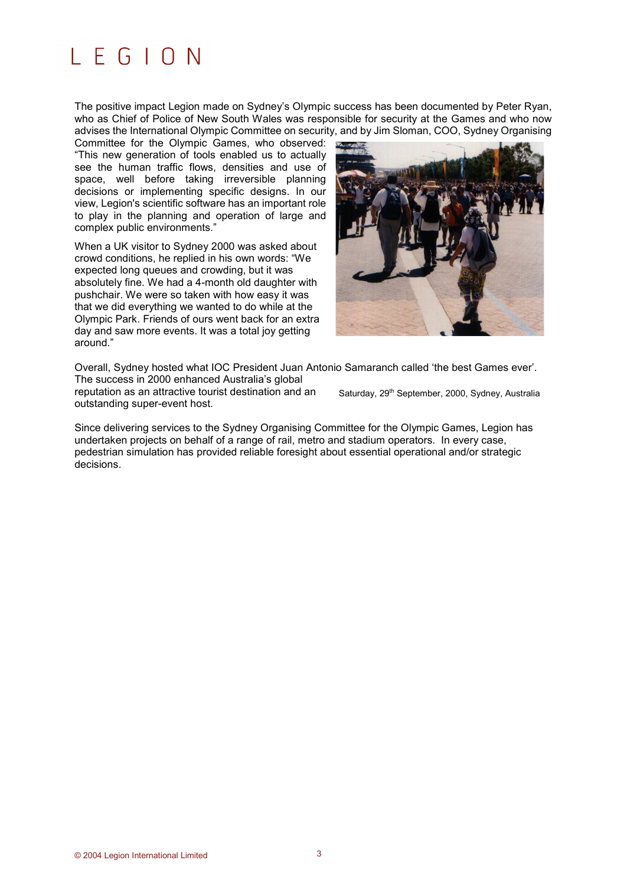The positive impact Legion made on Sydney's Olympic success has been documented by Peter Ryan, who as Chief of Police of New South Wales was responsible for security at the Games and who now advises the International Olympic Committee on security, and by Jim Sloman, COO, Sydney Organising Committee for the Olympic Games, who observed: "This new generation of tools enabled us to actually see the human traffic flows, densities and use of space, well before taking irreversible planning decisions or implementing specific designs. In our view, Legion's scientific software has an important role to play in the planning and operation of large and complex public environments."

When a UK visitor to Sydney 2000 was asked about crowd conditions, he replied in his own words: "We expected long queues and crowding, but it was absolutely fine. We had a 4-month old daughter with pushchair. We were so taken with how easy it was that we did everything we wanted to do while at the Olympic Park. Friends of ours went back for an extra day and saw more events. It was a total joy getting around."

Saturday, 29th September, 2000, Sydney, Australia

Overall, Sydney hosted what IOC President Juan Antonio Samaranch called 'the best Games ever'. The success in 2000 enhanced Australia's global reputation as an attractive tourist destination and an outstanding super-event host.

Since delivering services to the Sydney Organising Committee for the Olympic Games, Legion has undertaken projects on behalf of a range of rail, metro and stadium operators. In every case, pedestrian simulation has provided reliable foresight about essential operational and/or strategic decisions.